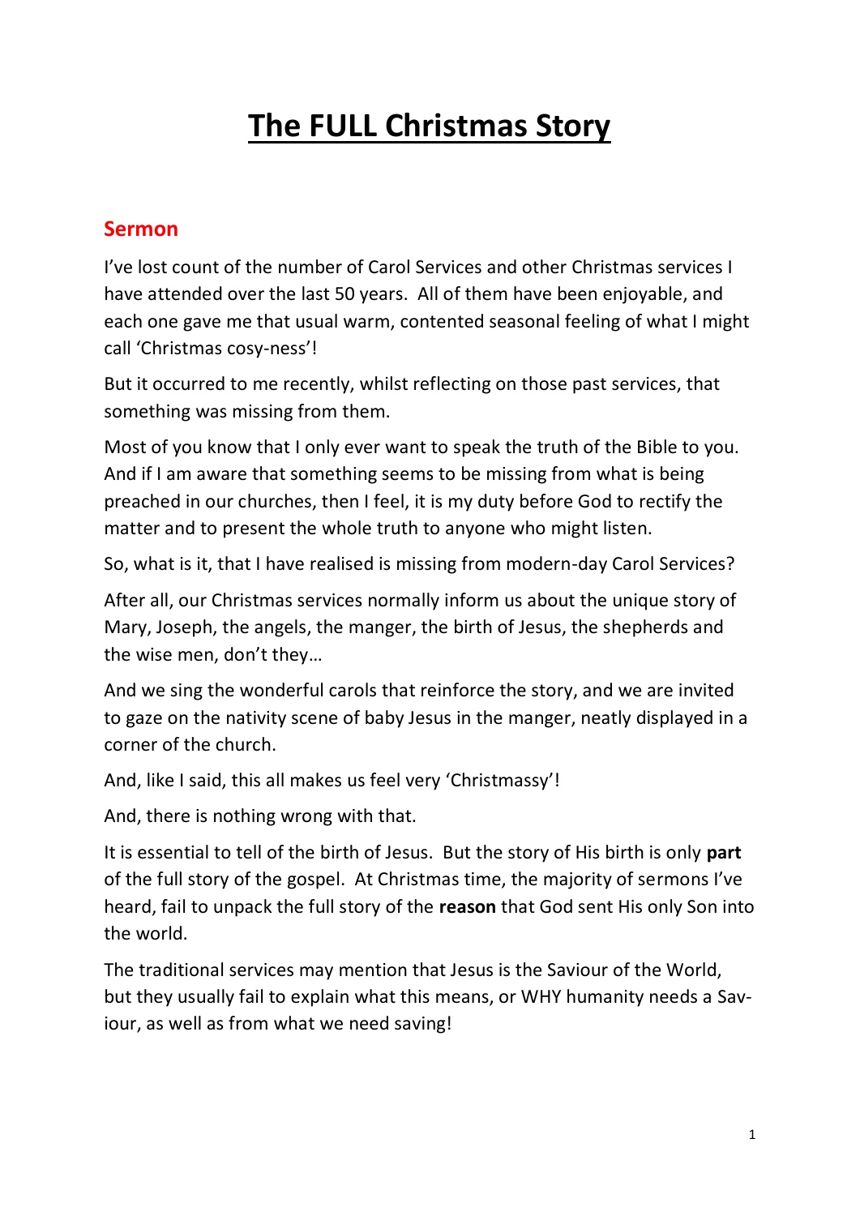# The FULL Christmas Story

## Sermon

I've lost count of the number of Carol Services and other Christmas services I have attended over the last 50 years. All of them have been enjoyable, and each one gave me that usual warm, contented seasonal feeling of what I might call 'Christmas cosy-ness'!

But it occurred to me recently, whilst reflecting on those past services, that something was missing from them.

Most of you know that I only ever want to speak the truth of the Bible to you. And if I am aware that something seems to be missing from what is being preached in our churches, then I feel, it is my duty before God to rectify the matter and to present the whole truth to anyone who might listen.

So, what is it, that I have realised is missing from modern-day Carol Services?

After all, our Christmas services normally inform us about the unique story of Mary, Joseph, the angels, the manger, the birth of Jesus, the shepherds and the wise men, don't they…

And we sing the wonderful carols that reinforce the story, and we are invited to gaze on the nativity scene of baby Jesus in the manger, neatly displayed in a corner of the church.

And, like I said, this all makes us feel very 'Christmassy'!

And, there is nothing wrong with that.

It is essential to tell of the birth of Jesus. But the story of His birth is only **part** of the full story of the gospel. At Christmas time, the majority of sermons I've heard, fail to unpack the full story of the **reason** that God sent His only Son into the world.

The traditional services may mention that Jesus is the Saviour of the World, but they usually fail to explain what this means, or WHY humanity needs a Saviour, as well as from what we need saving!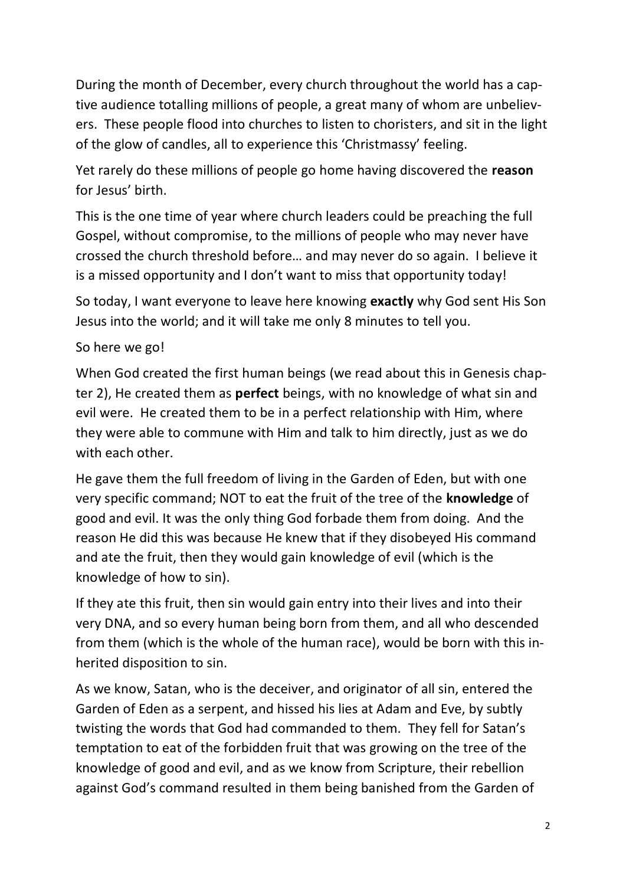During the month of December, every church throughout the world has a captive audience totalling millions of people, a great many of whom are unbelievers. These people flood into churches to listen to choristers, and sit in the light of the glow of candles, all to experience this 'Christmassy' feeling.

Yet rarely do these millions of people go home having discovered the **reason** for Jesus' birth.

This is the one time of year where church leaders could be preaching the full Gospel, without compromise, to the millions of people who may never have crossed the church threshold before… and may never do so again. I believe it is a missed opportunity and I don't want to miss that opportunity today!

So today, I want everyone to leave here knowing **exactly** why God sent His Son Jesus into the world; and it will take me only 8 minutes to tell you.

So here we go!

When God created the first human beings (we read about this in Genesis chapter 2), He created them as **perfect** beings, with no knowledge of what sin and evil were. He created them to be in a perfect relationship with Him, where they were able to commune with Him and talk to him directly, just as we do with each other.

He gave them the full freedom of living in the Garden of Eden, but with one very specific command; NOT to eat the fruit of the tree of the **knowledge** of good and evil. It was the only thing God forbade them from doing. And the reason He did this was because He knew that if they disobeyed His command and ate the fruit, then they would gain knowledge of evil (which is the knowledge of how to sin).

If they ate this fruit, then sin would gain entry into their lives and into their very DNA, and so every human being born from them, and all who descended from them (which is the whole of the human race), would be born with this inherited disposition to sin.

As we know, Satan, who is the deceiver, and originator of all sin, entered the Garden of Eden as a serpent, and hissed his lies at Adam and Eve, by subtly twisting the words that God had commanded to them. They fell for Satan's temptation to eat of the forbidden fruit that was growing on the tree of the knowledge of good and evil, and as we know from Scripture, their rebellion against God's command resulted in them being banished from the Garden of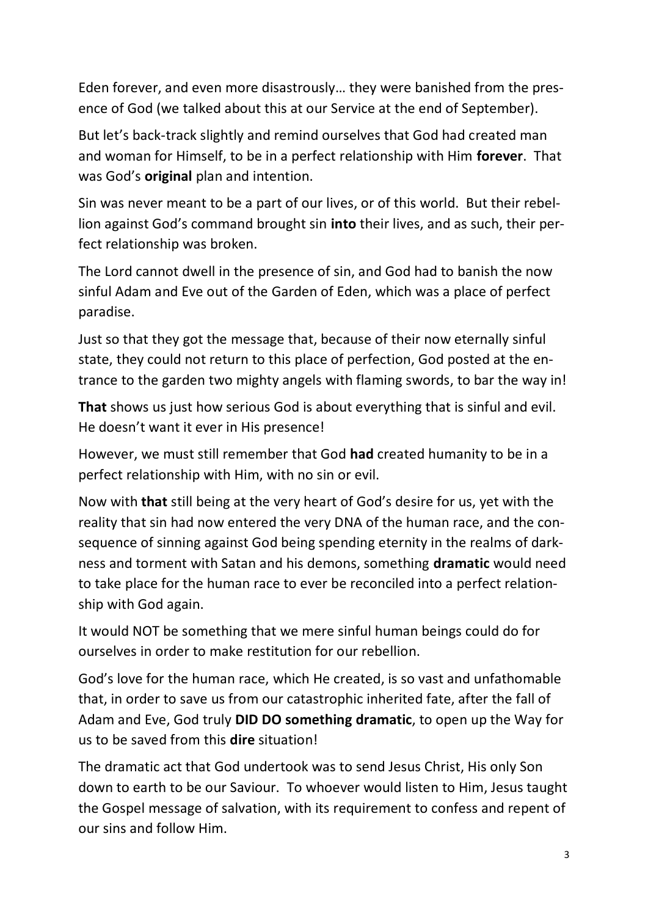Eden forever, and even more disastrously… they were banished from the presence of God (we talked about this at our Service at the end of September).

But let's back-track slightly and remind ourselves that God had created man and woman for Himself, to be in a perfect relationship with Him **forever**. That was God's **original** plan and intention.

Sin was never meant to be a part of our lives, or of this world. But their rebellion against God's command brought sin **into** their lives, and as such, their perfect relationship was broken.

The Lord cannot dwell in the presence of sin, and God had to banish the now sinful Adam and Eve out of the Garden of Eden, which was a place of perfect paradise.

Just so that they got the message that, because of their now eternally sinful state, they could not return to this place of perfection, God posted at the entrance to the garden two mighty angels with flaming swords, to bar the way in!

**That** shows us just how serious God is about everything that is sinful and evil. He doesn't want it ever in His presence!

However, we must still remember that God **had** created humanity to be in a perfect relationship with Him, with no sin or evil.

Now with **that** still being at the very heart of God's desire for us, yet with the reality that sin had now entered the very DNA of the human race, and the consequence of sinning against God being spending eternity in the realms of darkness and torment with Satan and his demons, something **dramatic** would need to take place for the human race to ever be reconciled into a perfect relationship with God again.

It would NOT be something that we mere sinful human beings could do for ourselves in order to make restitution for our rebellion.

God's love for the human race, which He created, is so vast and unfathomable that, in order to save us from our catastrophic inherited fate, after the fall of Adam and Eve, God truly **DID DO something dramatic**, to open up the Way for us to be saved from this **dire** situation!

The dramatic act that God undertook was to send Jesus Christ, His only Son down to earth to be our Saviour. To whoever would listen to Him, Jesus taught the Gospel message of salvation, with its requirement to confess and repent of our sins and follow Him.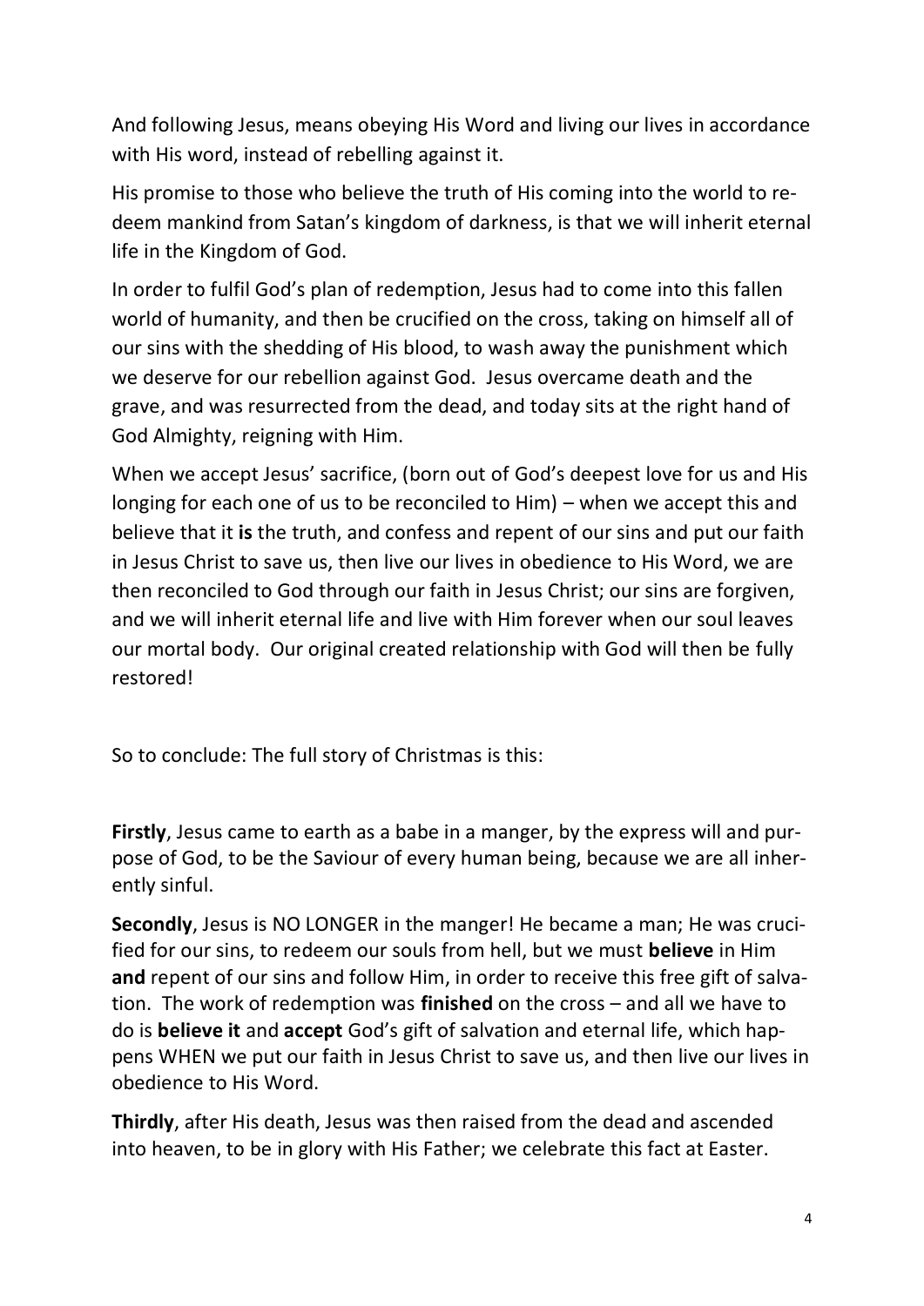And following Jesus, means obeying His Word and living our lives in accordance with His word, instead of rebelling against it.

His promise to those who believe the truth of His coming into the world to redeem mankind from Satan's kingdom of darkness, is that we will inherit eternal life in the Kingdom of God.

In order to fulfil God's plan of redemption, Jesus had to come into this fallen world of humanity, and then be crucified on the cross, taking on himself all of our sins with the shedding of His blood, to wash away the punishment which we deserve for our rebellion against God. Jesus overcame death and the grave, and was resurrected from the dead, and today sits at the right hand of God Almighty, reigning with Him.

When we accept Jesus' sacrifice, (born out of God's deepest love for us and His longing for each one of us to be reconciled to Him) – when we accept this and believe that it **is** the truth, and confess and repent of our sins and put our faith in Jesus Christ to save us, then live our lives in obedience to His Word, we are then reconciled to God through our faith in Jesus Christ; our sins are forgiven, and we will inherit eternal life and live with Him forever when our soul leaves our mortal body. Our original created relationship with God will then be fully restored!

So to conclude: The full story of Christmas is this:

**Firstly**, Jesus came to earth as a babe in a manger, by the express will and purpose of God, to be the Saviour of every human being, because we are all inherently sinful.

**Secondly**, Jesus is NO LONGER in the manger! He became a man; He was crucified for our sins, to redeem our souls from hell, but we must **believe** in Him **and** repent of our sins and follow Him, in order to receive this free gift of salvation. The work of redemption was **finished** on the cross – and all we have to do is **believe it** and **accept** God's gift of salvation and eternal life, which happens WHEN we put our faith in Jesus Christ to save us, and then live our lives in obedience to His Word.

**Thirdly**, after His death, Jesus was then raised from the dead and ascended into heaven, to be in glory with His Father; we celebrate this fact at Easter.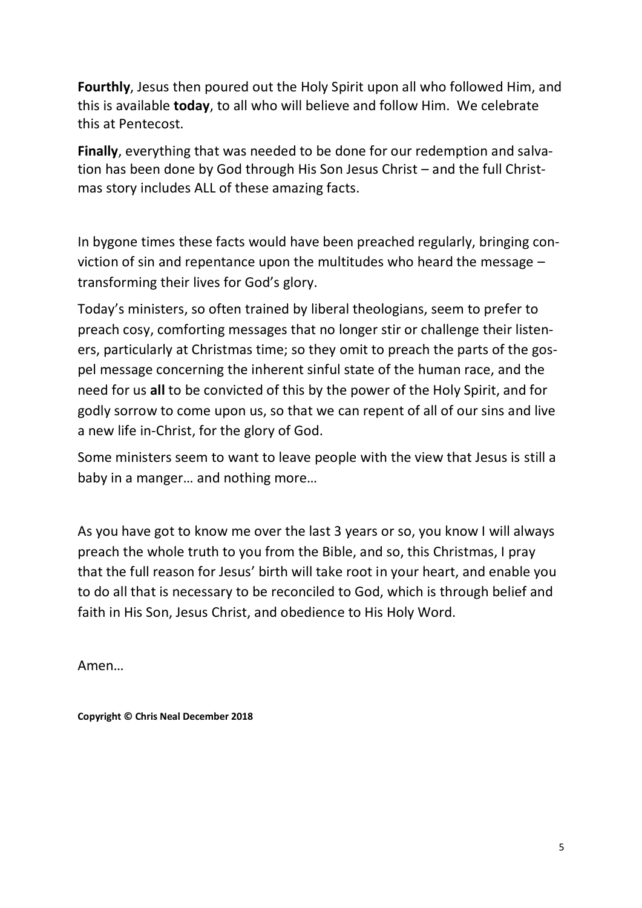**Fourthly**, Jesus then poured out the Holy Spirit upon all who followed Him, and this is available **today**, to all who will believe and follow Him. We celebrate this at Pentecost.

**Finally**, everything that was needed to be done for our redemption and salvation has been done by God through His Son Jesus Christ – and the full Christmas story includes ALL of these amazing facts.

In bygone times these facts would have been preached regularly, bringing conviction of sin and repentance upon the multitudes who heard the message – transforming their lives for God's glory.

Today's ministers, so often trained by liberal theologians, seem to prefer to preach cosy, comforting messages that no longer stir or challenge their listeners, particularly at Christmas time; so they omit to preach the parts of the gospel message concerning the inherent sinful state of the human race, and the need for us **all** to be convicted of this by the power of the Holy Spirit, and for godly sorrow to come upon us, so that we can repent of all of our sins and live a new life in-Christ, for the glory of God.

Some ministers seem to want to leave people with the view that Jesus is still a baby in a manger… and nothing more…

As you have got to know me over the last 3 years or so, you know I will always preach the whole truth to you from the Bible, and so, this Christmas, I pray that the full reason for Jesus' birth will take root in your heart, and enable you to do all that is necessary to be reconciled to God, which is through belief and faith in His Son, Jesus Christ, and obedience to His Holy Word.

Amen…

**Copyright © Chris Neal December 2018**